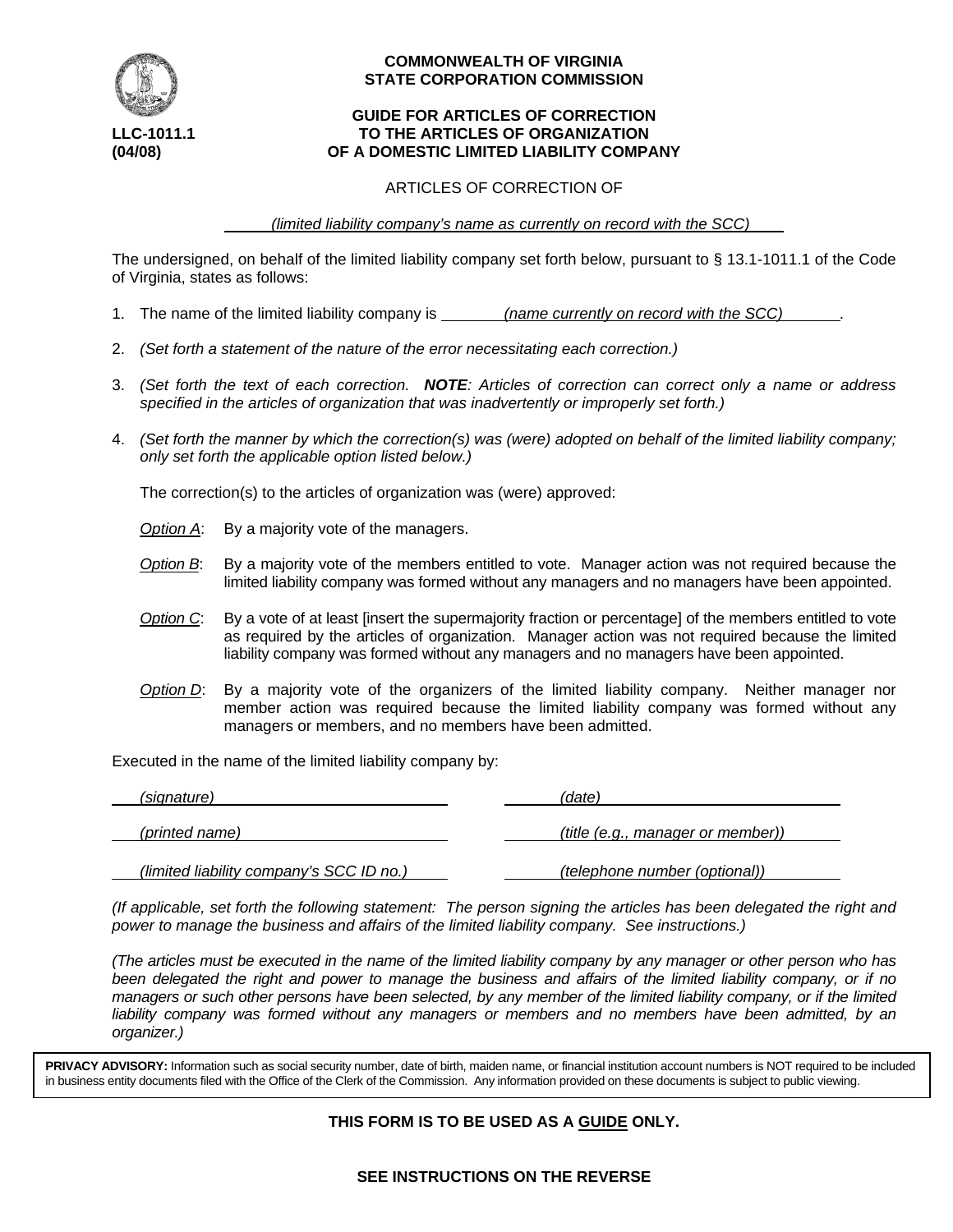**LLC-1011.1**
**(04/08)**

**COMMONWEALTH OF VIRGINIA**
**STATE CORPORATION COMMISSION**

# GUIDE FOR ARTICLES OF CORRECTION TO THE ARTICLES OF ORGANIZATION OF A DOMESTIC LIMITED LIABILITY COMPANY

ARTICLES OF CORRECTION OF

*(limited liability company's name as currently on record with the SCC)*

The undersigned, on behalf of the limited liability company set forth below, pursuant to § 13.1-1011.1 of the Code of Virginia, states as follows:

1. The name of the limited liability company is *(name currently on record with the SCC)*.

2. *(Set forth a statement of the nature of the error necessitating each correction.)*

3. *(Set forth the text of each correction.* ***NOTE****: Articles of correction can correct only a name or address specified in the articles of organization that was inadvertently or improperly set forth.)*

4. *(Set forth the manner by which the correction(s) was (were) adopted on behalf of the limited liability company; only set forth the applicable option listed below.)*

   The correction(s) to the articles of organization was (were) approved:

   *Option A*: By a majority vote of the managers.

   *Option B*: By a majority vote of the members entitled to vote. Manager action was not required because the limited liability company was formed without any managers and no managers have been appointed.

   *Option C*: By a vote of at least [insert the supermajority fraction or percentage] of the members entitled to vote as required by the articles of organization. Manager action was not required because the limited liability company was formed without any managers and no managers have been appointed.

   *Option D*: By a majority vote of the organizers of the limited liability company. Neither manager nor member action was required because the limited liability company was formed without any managers or members, and no members have been admitted.

Executed in the name of the limited liability company by:

| | |
|---|---|
| *(signature)* | *(date)* |
| *(printed name)* | *(title (e.g., manager or member))* |
| *(limited liability company's SCC ID no.)* | *(telephone number (optional))* |

*(If applicable, set forth the following statement: The person signing the articles has been delegated the right and power to manage the business and affairs of the limited liability company. See instructions.)*

*(The articles must be executed in the name of the limited liability company by any manager or other person who has been delegated the right and power to manage the business and affairs of the limited liability company, or if no managers or such other persons have been selected, by any member of the limited liability company, or if the limited liability company was formed without any managers or members and no members have been admitted, by an organizer.)*

**PRIVACY ADVISORY:** Information such as social security number, date of birth, maiden name, or financial institution account numbers is NOT required to be included in business entity documents filed with the Office of the Clerk of the Commission. Any information provided on these documents is subject to public viewing.

**THIS FORM IS TO BE USED AS A GUIDE ONLY.**

**SEE INSTRUCTIONS ON THE REVERSE**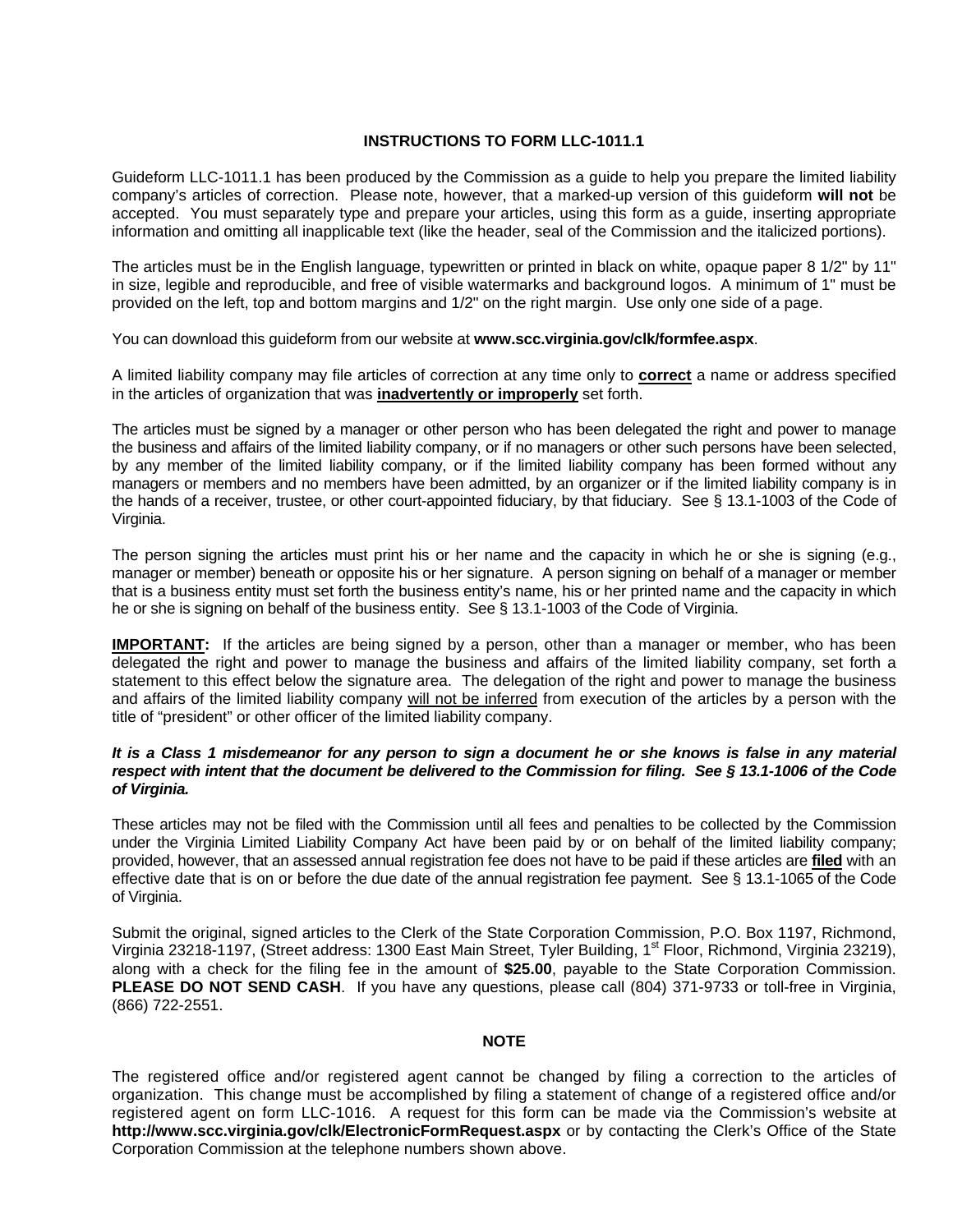## INSTRUCTIONS TO FORM LLC-1011.1

Guideform LLC-1011.1 has been produced by the Commission as a guide to help you prepare the limited liability company's articles of correction. Please note, however, that a marked-up version of this guideform **will not** be accepted. You must separately type and prepare your articles, using this form as a guide, inserting appropriate information and omitting all inapplicable text (like the header, seal of the Commission and the italicized portions).

The articles must be in the English language, typewritten or printed in black on white, opaque paper 8 1/2" by 11" in size, legible and reproducible, and free of visible watermarks and background logos. A minimum of 1" must be provided on the left, top and bottom margins and 1/2" on the right margin. Use only one side of a page.

You can download this guideform from our website at **www.scc.virginia.gov/clk/formfee.aspx**.

A limited liability company may file articles of correction at any time only to **correct** a name or address specified in the articles of organization that was **inadvertently or improperly** set forth.

The articles must be signed by a manager or other person who has been delegated the right and power to manage the business and affairs of the limited liability company, or if no managers or other such persons have been selected, by any member of the limited liability company, or if the limited liability company has been formed without any managers or members and no members have been admitted, by an organizer or if the limited liability company is in the hands of a receiver, trustee, or other court-appointed fiduciary, by that fiduciary. See § 13.1-1003 of the Code of Virginia.

The person signing the articles must print his or her name and the capacity in which he or she is signing (e.g., manager or member) beneath or opposite his or her signature. A person signing on behalf of a manager or member that is a business entity must set forth the business entity's name, his or her printed name and the capacity in which he or she is signing on behalf of the business entity. See § 13.1-1003 of the Code of Virginia.

**IMPORTANT:** If the articles are being signed by a person, other than a manager or member, who has been delegated the right and power to manage the business and affairs of the limited liability company, set forth a statement to this effect below the signature area. The delegation of the right and power to manage the business and affairs of the limited liability company will not be inferred from execution of the articles by a person with the title of "president" or other officer of the limited liability company.

***It is a Class 1 misdemeanor for any person to sign a document he or she knows is false in any material respect with intent that the document be delivered to the Commission for filing. See § 13.1-1006 of the Code of Virginia.***

These articles may not be filed with the Commission until all fees and penalties to be collected by the Commission under the Virginia Limited Liability Company Act have been paid by or on behalf of the limited liability company; provided, however, that an assessed annual registration fee does not have to be paid if these articles are **filed** with an effective date that is on or before the due date of the annual registration fee payment. See § 13.1-1065 of the Code of Virginia.

Submit the original, signed articles to the Clerk of the State Corporation Commission, P.O. Box 1197, Richmond, Virginia 23218-1197, (Street address: 1300 East Main Street, Tyler Building, 1st Floor, Richmond, Virginia 23219), along with a check for the filing fee in the amount of **$25.00**, payable to the State Corporation Commission. **PLEASE DO NOT SEND CASH**. If you have any questions, please call (804) 371-9733 or toll-free in Virginia, (866) 722-2551.

### NOTE

The registered office and/or registered agent cannot be changed by filing a correction to the articles of organization. This change must be accomplished by filing a statement of change of a registered office and/or registered agent on form LLC-1016. A request for this form can be made via the Commission's website at **http://www.scc.virginia.gov/clk/ElectronicFormRequest.aspx** or by contacting the Clerk's Office of the State Corporation Commission at the telephone numbers shown above.